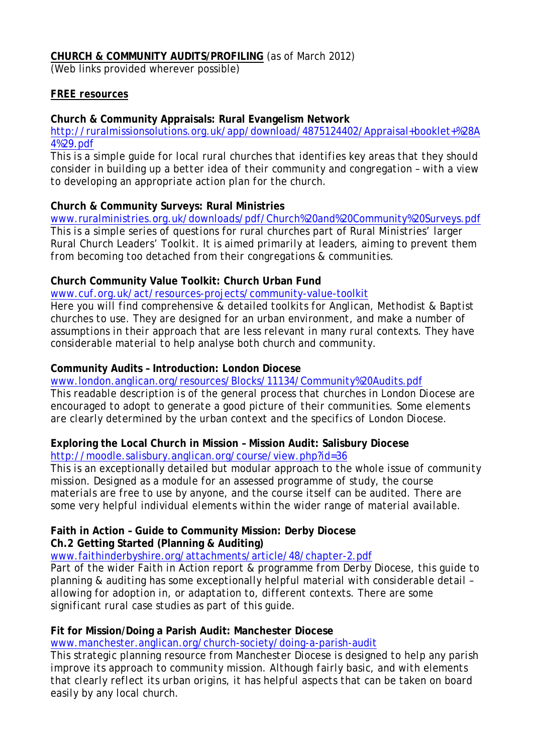**CHURCH & COMMUNITY AUDITS/PROFILING** (as of March 2012)
(Web links provided wherever possible)

**FREE resources**

**Church & Community Appraisals: Rural Evangelism Network**
http://ruralmissionsolutions.org.uk/app/download/4875124402/Appraisal+booklet+%28A4%29.pdf
This is a simple guide for local rural churches that identifies key areas that they should consider in building up a better idea of their community and congregation – with a view to developing an appropriate action plan for the church.

**Church & Community Surveys: Rural Ministries**
www.ruralministries.org.uk/downloads/pdf/Church%20and%20Community%20Surveys.pdf
This is a simple series of questions for rural churches part of Rural Ministries' larger Rural Church Leaders' Toolkit. It is aimed primarily at leaders, aiming to prevent them from becoming too detached from their congregations & communities.

**Church Community Value Toolkit: Church Urban Fund**
www.cuf.org.uk/act/resources-projects/community-value-toolkit
Here you will find comprehensive & detailed toolkits for Anglican, Methodist & Baptist churches to use. They are designed for an urban environment, and make a number of assumptions in their approach that are less relevant in many rural contexts. They have considerable material to help analyse both church and community.

**Community Audits – Introduction: London Diocese**
www.london.anglican.org/resources/Blocks/11134/Community%20Audits.pdf
This readable description is of the general process that churches in London Diocese are encouraged to adopt to generate a good picture of their communities. Some elements are clearly determined by the urban context and the specifics of London Diocese.

**Exploring the Local Church in Mission – Mission Audit: Salisbury Diocese**
http://moodle.salisbury.anglican.org/course/view.php?id=36
This is an exceptionally detailed but modular approach to the whole issue of community mission. Designed as a module for an assessed programme of study, the course materials are free to use by anyone, and the course itself can be audited. There are some very helpful individual elements within the wider range of material available.

**Faith in Action – Guide to Community Mission: Derby Diocese**
**Ch.2 Getting Started (Planning & Auditing)**
www.faithinderbyshire.org/attachments/article/48/chapter-2.pdf
Part of the wider Faith in Action report & programme from Derby Diocese, this guide to planning & auditing has some exceptionally helpful material with considerable detail – allowing for adoption in, or adaptation to, different contexts. There are some significant rural case studies as part of this guide.

**Fit for Mission/Doing a Parish Audit: Manchester Diocese**
www.manchester.anglican.org/church-society/doing-a-parish-audit
This strategic planning resource from Manchester Diocese is designed to help any parish improve its approach to community mission. Although fairly basic, and with elements that clearly reflect its urban origins, it has helpful aspects that can be taken on board easily by any local church.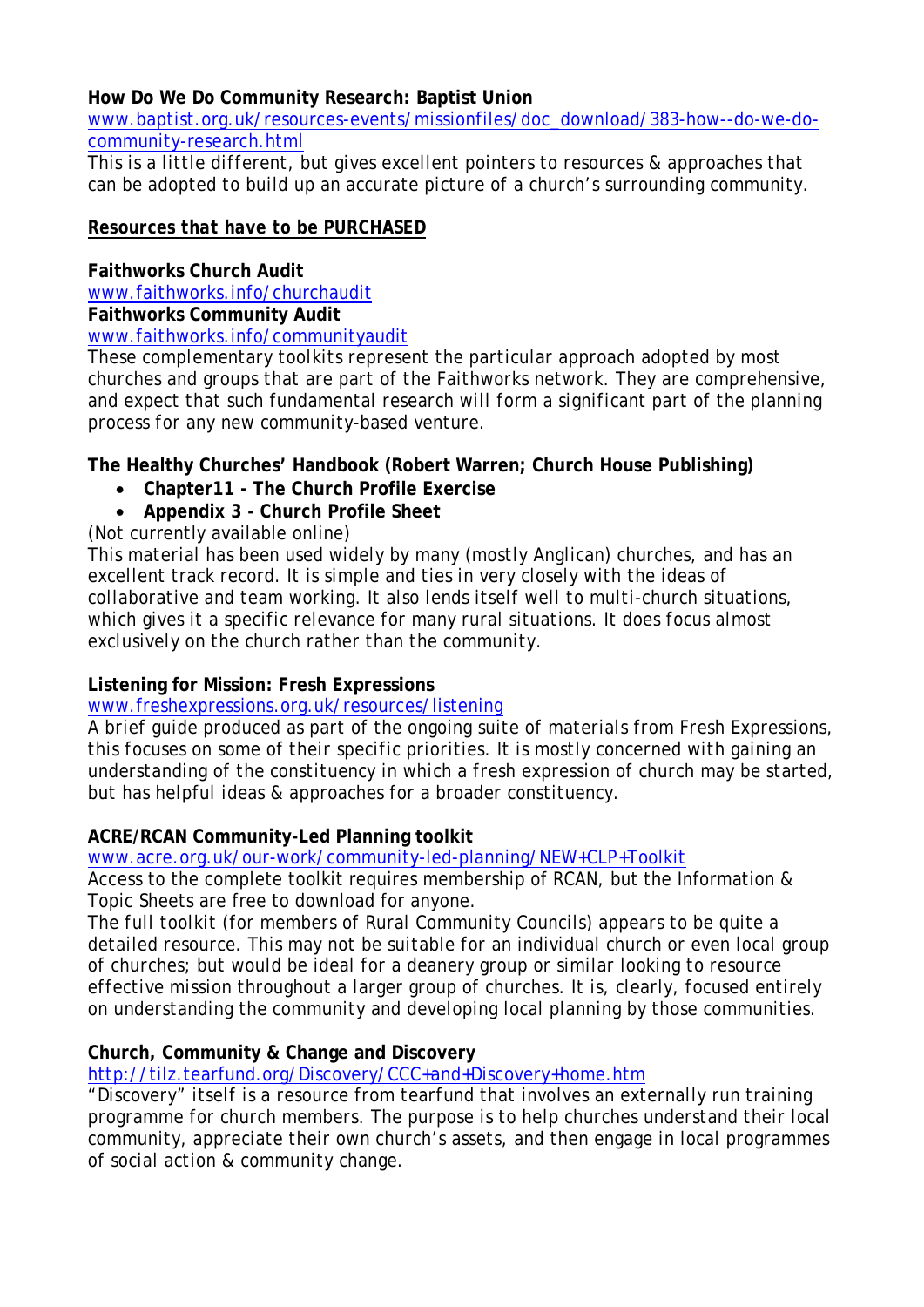**How Do We Do Community Research: Baptist Union**
www.baptist.org.uk/resources-events/missionfiles/doc_download/383-how--do-we-do-community-research.html
This is a little different, but gives excellent pointers to resources & approaches that can be adopted to build up an accurate picture of a church's surrounding community.

***Resources that have to be PURCHASED***

**Faithworks Church Audit**
www.faithworks.info/churchaudit
**Faithworks Community Audit**
www.faithworks.info/communityaudit
These complementary toolkits represent the particular approach adopted by most churches and groups that are part of the Faithworks network. They are comprehensive, and expect that such fundamental research will form a significant part of the planning process for any new community-based venture.

**The Healthy Churches' Handbook (Robert Warren; Church House Publishing)**

- **Chapter11 - The Church Profile Exercise**
- **Appendix 3 - Church Profile Sheet**

(Not currently available online)
This material has been used widely by many (mostly Anglican) churches, and has an excellent track record. It is simple and ties in very closely with the ideas of collaborative and team working. It also lends itself well to multi-church situations, which gives it a specific relevance for many rural situations. It does focus almost exclusively on the church rather than the community.

**Listening for Mission: Fresh Expressions**
www.freshexpressions.org.uk/resources/listening
A brief guide produced as part of the ongoing suite of materials from Fresh Expressions, this focuses on some of their specific priorities. It is mostly concerned with gaining an understanding of the constituency in which a fresh expression of church may be started, but has helpful ideas & approaches for a broader constituency.

**ACRE/RCAN Community-Led Planning toolkit**
www.acre.org.uk/our-work/community-led-planning/NEW+CLP+Toolkit
Access to the complete toolkit requires membership of RCAN, but the Information & Topic Sheets are free to download for anyone.
The full toolkit (for members of Rural Community Councils) appears to be quite a detailed resource. This may not be suitable for an individual church or even local group of churches; but would be ideal for a deanery group or similar looking to resource effective mission throughout a larger group of churches. It is, clearly, focused entirely on understanding the community and developing local planning by those communities.

**Church, Community & Change and Discovery**
http://tilz.tearfund.org/Discovery/CCC+and+Discovery+home.htm
"Discovery" itself is a resource from tearfund that involves an externally run training programme for church members. The purpose is to help churches understand their local community, appreciate their own church's assets, and then engage in local programmes of social action & community change.